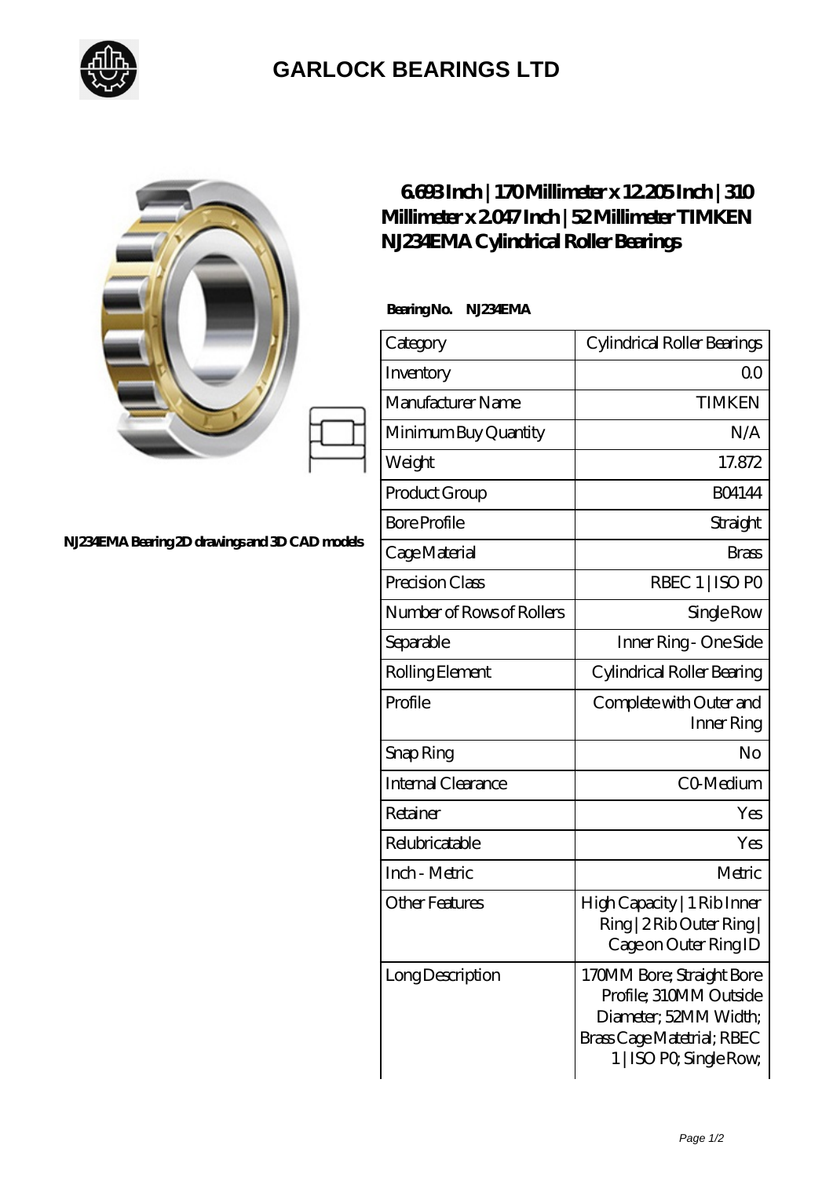# GARLOCK BEARINGS LTD

NJ234EMA Bearing 2D drawings and 3D CAD models

## 6.693 Inch | 170 Millimeter x 12.205 Inch | 310 Millimeter x 2.047 Inch | 52 Millimeter TIMKEN NJ234EMA Cylindrical Roller Bearings

**Bearing No. NJ234EMA**

| Category | Cylindrical Roller Bearings |
|---|---|
| Inventory | 0.0 |
| Manufacturer Name | TIMKEN |
| Minimum Buy Quantity | N/A |
| Weight | 17.872 |
| Product Group | B04144 |
| Bore Profile | Straight |
| Cage Material | Brass |
| Precision Class | RBEC 1 \| ISO P0 |
| Number of Rows of Rollers | Single Row |
| Separable | Inner Ring - One Side |
| Rolling Element | Cylindrical Roller Bearing |
| Profile | Complete with Outer and Inner Ring |
| Snap Ring | No |
| Internal Clearance | C0-Medium |
| Retainer | Yes |
| Relubricatable | Yes |
| Inch - Metric | Metric |
| Other Features | High Capacity \| 1 Rib Inner Ring \| 2 Rib Outer Ring \| Cage on Outer Ring ID |
| Long Description | 170MM Bore; Straight Bore Profile; 310MM Outside Diameter; 52MM Width; Brass Cage Matetrial; RBEC 1 \| ISO P0; Single Row; |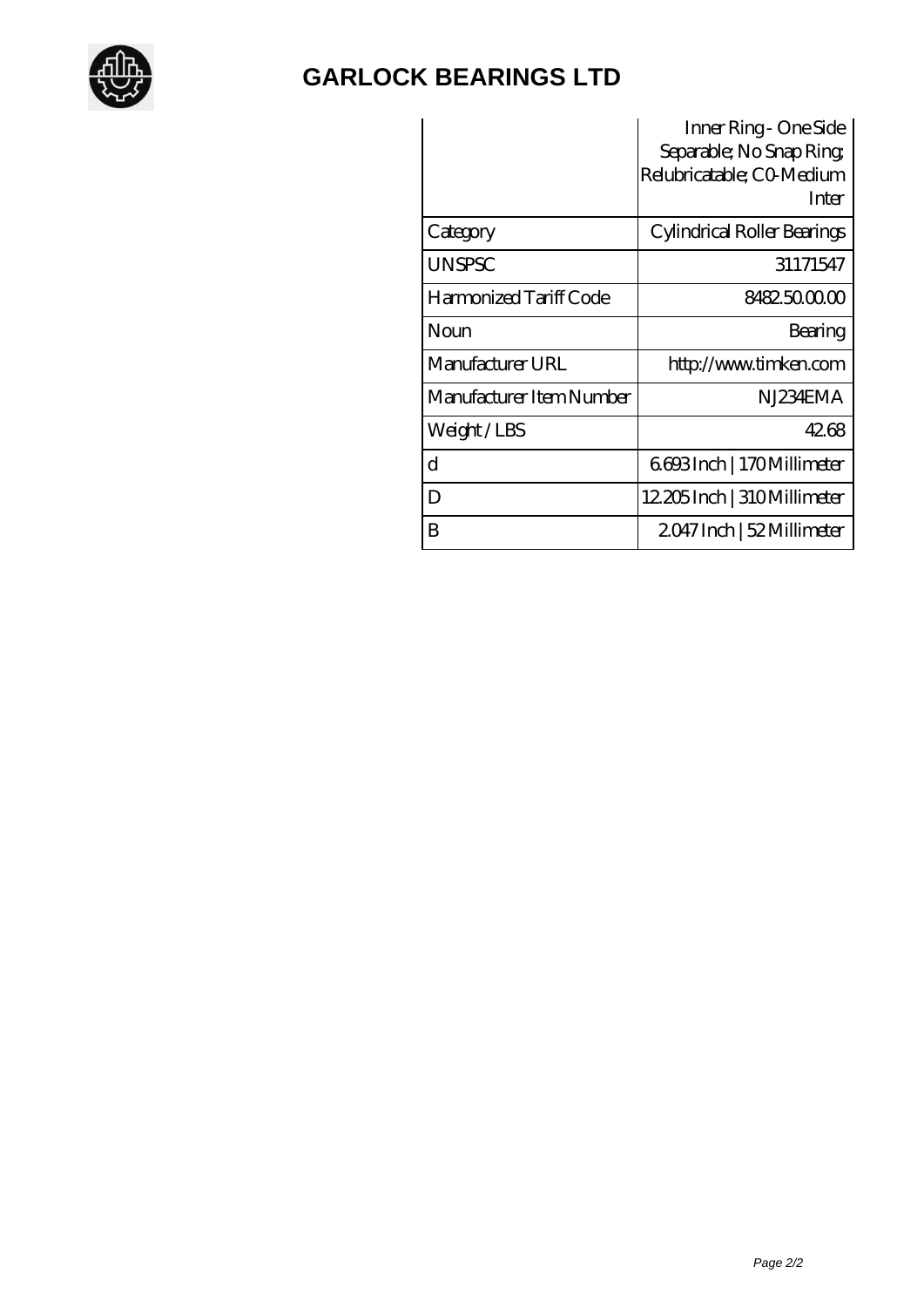# GARLOCK BEARINGS LTD

| | |
|---|---|
| | Inner Ring - One Side Separable; No Snap Ring; Relubricatable; C0-Medium Inter |
| Category | Cylindrical Roller Bearings |
| UNSPSC | 31171547 |
| Harmonized Tariff Code | 8482.50.00.00 |
| Noun | Bearing |
| Manufacturer URL | http://www.timken.com |
| Manufacturer Item Number | NJ234EMA |
| Weight / LBS | 42.68 |
| d | 6.693 Inch \| 170 Millimeter |
| D | 12.205 Inch \| 310 Millimeter |
| B | 2.047 Inch \| 52 Millimeter |